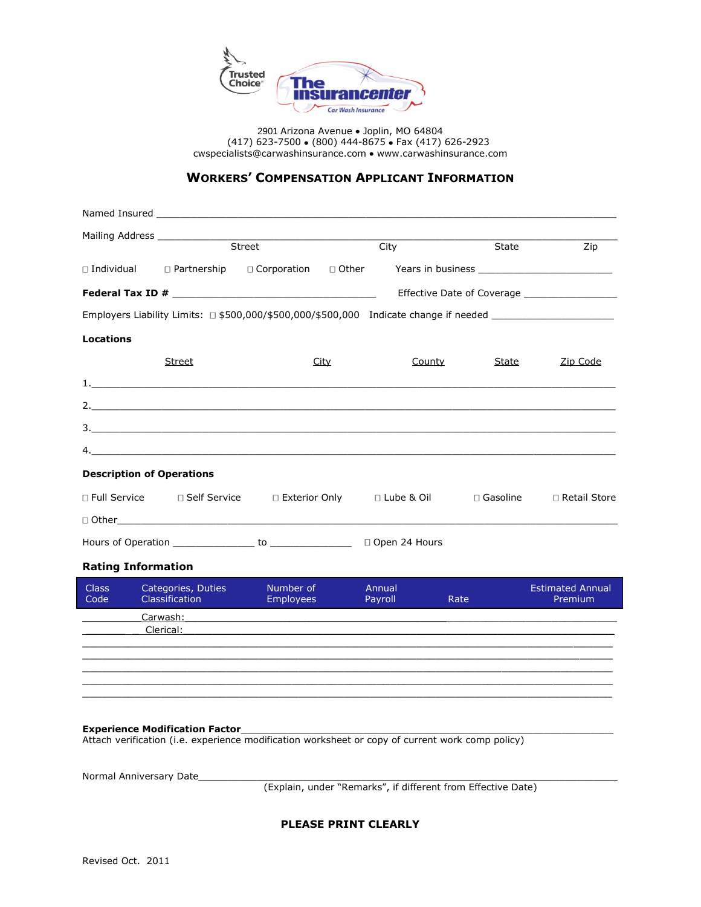Trusted Choice®

The Insurancenter
Car Wash Insurance

2901 Arizona Avenue • Joplin, MO 64804
(417) 623-7500 • (800) 444-8675 • Fax (417) 626-2923
cwspecialists@carwashinsurance.com • www.carwashinsurance.com

## WORKERS' COMPENSATION APPLICANT INFORMATION

Named Insured ____________________________________________________________________________

Mailing Address ___________________________________________________________________________
Street City State Zip

☐ Individual ☐ Partnership ☐ Corporation ☐ Other Years in business ________________________

**Federal Tax ID #** ___________________________________ Effective Date of Coverage ________________

Employers Liability Limits: ☐ $500,000/$500,000/$500,000 Indicate change if needed ____________________

**Locations**

| Street | City | County | State | Zip Code |
|---|---|---|---|---|
| 1. | | | | |
| 2. | | | | |
| 3. | | | | |
| 4. | | | | |

**Description of Operations**

☐ Full Service ☐ Self Service ☐ Exterior Only ☐ Lube & Oil ☐ Gasoline ☐ Retail Store

☐ Other___________________________________________________________________________________

Hours of Operation ______________ to ______________ ☐ Open 24 Hours

**Rating Information**

| Class Code | Categories, Duties Classification | Number of Employees | Annual Payroll | Rate | Estimated Annual Premium |
|---|---|---|---|---|---|
| | Carwash: | | | | |
| | Clerical: | | | | |
| | | | | | |
| | | | | | |
| | | | | | |
| | | | | | |
| | | | | | |

**Experience Modification Factor**___________________________________________________________
Attach verification (i.e. experience modification worksheet or copy of current work comp policy)

Normal Anniversary Date______________________________________________________________________
(Explain, under "Remarks", if different from Effective Date)

**PLEASE PRINT CLEARLY**

Revised Oct. 2011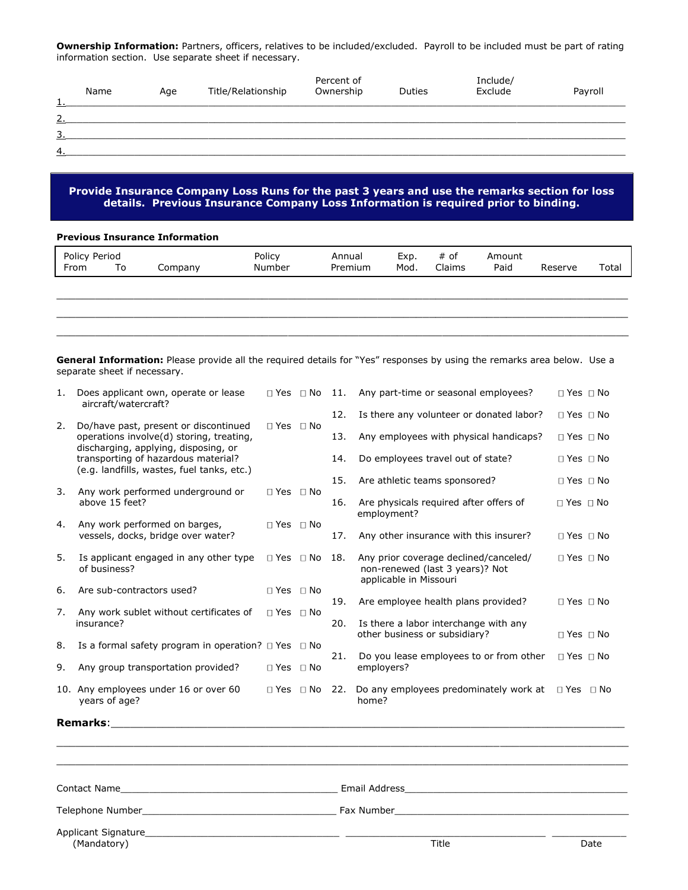**Ownership Information:** Partners, officers, relatives to be included/excluded. Payroll to be included must be part of rating information section. Use separate sheet if necessary.

| | Name | Age | Title/Relationship | Percent of Ownership | Duties | Include/ Exclude | Payroll |
|---|---|---|---|---|---|---|---|
| 1. | | | | | | | |
| 2. | | | | | | | |
| 3. | | | | | | | |
| 4. | | | | | | | |

**Provide Insurance Company Loss Runs for the past 3 years and use the remarks section for loss details. Previous Insurance Company Loss Information is required prior to binding.**

**Previous Insurance Information**

| Policy Period From | To | Company | Policy Number | Annual Premium | Exp. Mod. | # of Claims | Amount Paid | Reserve | Total |
|---|---|---|---|---|---|---|---|---|---|
| | | | | | | | | | |
| | | | | | | | | | |
| | | | | | | | | | |

**General Information:** Please provide all the required details for "Yes" responses by using the remarks area below. Use a separate sheet if necessary.

1. Does applicant own, operate or lease aircraft/watercraft? ☐ Yes ☐ No
2. Do/have past, present or discontinued operations involve(d) storing, treating, discharging, applying, disposing, or transporting of hazardous material? (e.g. landfills, wastes, fuel tanks, etc.) ☐ Yes ☐ No
3. Any work performed underground or above 15 feet? ☐ Yes ☐ No
4. Any work performed on barges, vessels, docks, bridge over water? ☐ Yes ☐ No
5. Is applicant engaged in any other type of business? ☐ Yes ☐ No
6. Are sub-contractors used? ☐ Yes ☐ No
7. Any work sublet without certificates of insurance? ☐ Yes ☐ No
8. Is a formal safety program in operation? ☐ Yes ☐ No
9. Any group transportation provided? ☐ Yes ☐ No
10. Any employees under 16 or over 60 years of age? ☐ Yes ☐ No
11. Any part-time or seasonal employees? ☐ Yes ☐ No
12. Is there any volunteer or donated labor? ☐ Yes ☐ No
13. Any employees with physical handicaps? ☐ Yes ☐ No
14. Do employees travel out of state? ☐ Yes ☐ No
15. Are athletic teams sponsored? ☐ Yes ☐ No
16. Are physicals required after offers of employment? ☐ Yes ☐ No
17. Any other insurance with this insurer? ☐ Yes ☐ No
18. Any prior coverage declined/canceled/ non-renewed (last 3 years)? Not applicable in Missouri ☐ Yes ☐ No
19. Are employee health plans provided? ☐ Yes ☐ No
20. Is there a labor interchange with any other business or subsidiary? ☐ Yes ☐ No
21. Do you lease employees to or from other employers? ☐ Yes ☐ No
22. Do any employees predominately work at home? ☐ Yes ☐ No

**Remarks**:______________________________________________________________________________

__________________________________________________________________________________________

__________________________________________________________________________________________

Contact Name______________________________________ Email Address______________________________________

Telephone Number__________________________________ Fax Number_________________________________________

Applicant Signature_________________________________ _________________________________ ______________
(Mandatory) Title Date